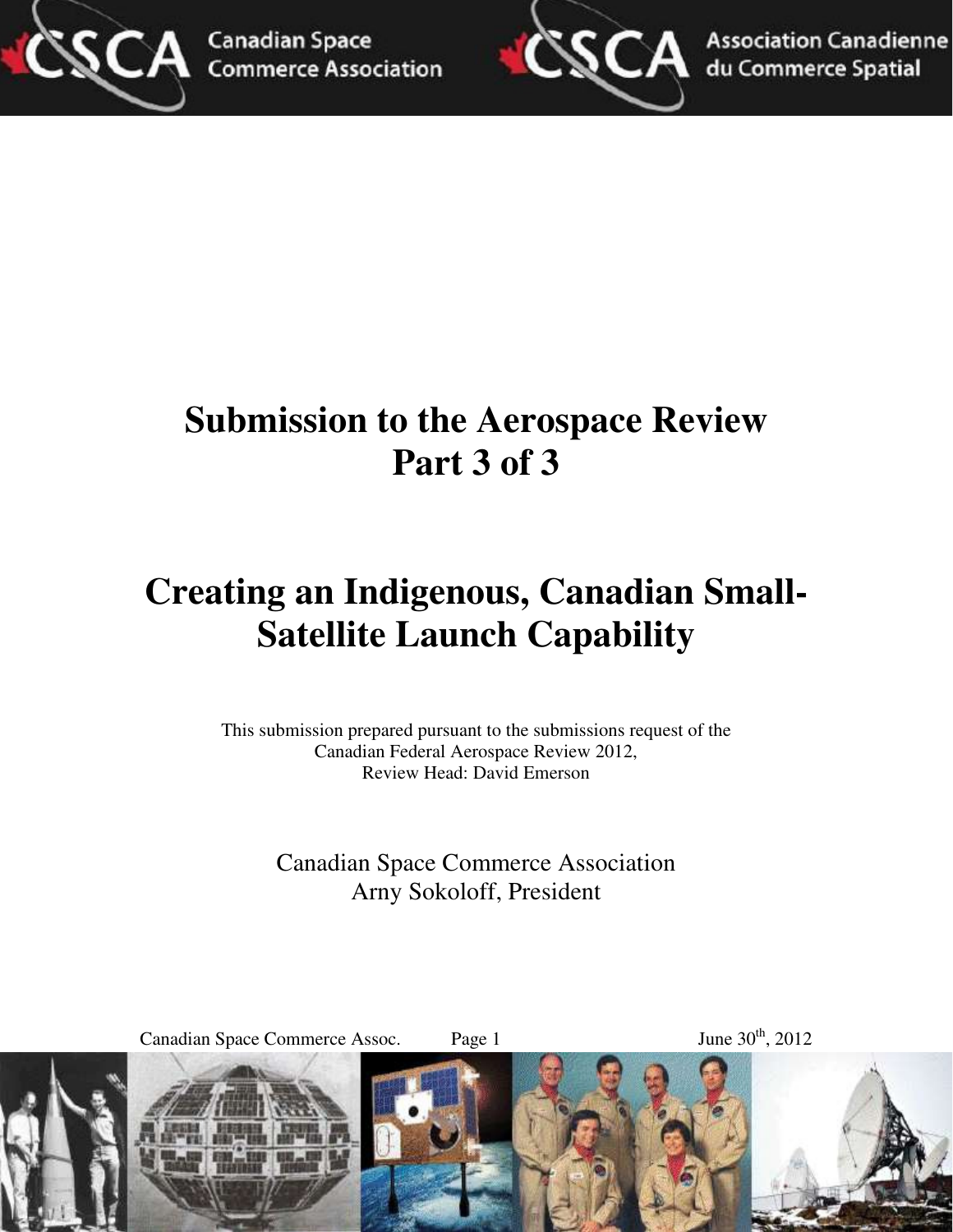# Submission to the Aerospace Review
# Part 3 of 3

# Creating an Indigenous, Canadian Small-Satellite Launch Capability

This submission prepared pursuant to the submissions request of the Canadian Federal Aerospace Review 2012,
Review Head: David Emerson

Canadian Space Commerce Association
Arny Sokoloff, President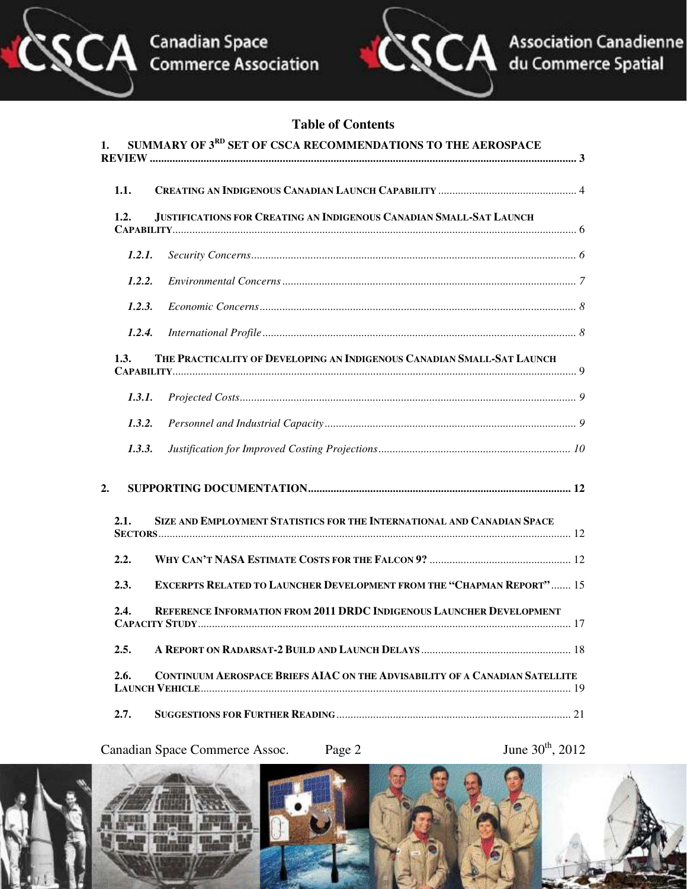# Table of Contents

1. SUMMARY OF 3RD SET OF CSCA RECOMMENDATIONS TO THE AEROSPACE REVIEW ..... 3
   - 1.1. CREATING AN INDIGENOUS CANADIAN LAUNCH CAPABILITY ..... 4
   - 1.2. JUSTIFICATIONS FOR CREATING AN INDIGENOUS CANADIAN SMALL-SAT LAUNCH CAPABILITY ..... 6
     - *1.2.1. Security Concerns* ..... 6
     - *1.2.2. Environmental Concerns* ..... 7
     - *1.2.3. Economic Concerns* ..... 8
     - *1.2.4. International Profile* ..... 8
   - 1.3. THE PRACTICALITY OF DEVELOPING AN INDIGENOUS CANADIAN SMALL-SAT LAUNCH CAPABILITY ..... 9
     - *1.3.1. Projected Costs* ..... 9
     - *1.3.2. Personnel and Industrial Capacity* ..... 9
     - *1.3.3. Justification for Improved Costing Projections* ..... 10
2. SUPPORTING DOCUMENTATION ..... 12
   - 2.1. SIZE AND EMPLOYMENT STATISTICS FOR THE INTERNATIONAL AND CANADIAN SPACE SECTORS ..... 12
   - 2.2. WHY CAN'T NASA ESTIMATE COSTS FOR THE FALCON 9? ..... 12
   - 2.3. EXCERPTS RELATED TO LAUNCHER DEVELOPMENT FROM THE "CHAPMAN REPORT" ..... 15
   - 2.4. REFERENCE INFORMATION FROM 2011 DRDC INDIGENOUS LAUNCHER DEVELOPMENT CAPACITY STUDY ..... 17
   - 2.5. A REPORT ON RADARSAT-2 BUILD AND LAUNCH DELAYS ..... 18
   - 2.6. CONTINUUM AEROSPACE BRIEFS AIAC ON THE ADVISABILITY OF A CANADIAN SATELLITE LAUNCH VEHICLE ..... 19
   - 2.7. SUGGESTIONS FOR FURTHER READING ..... 21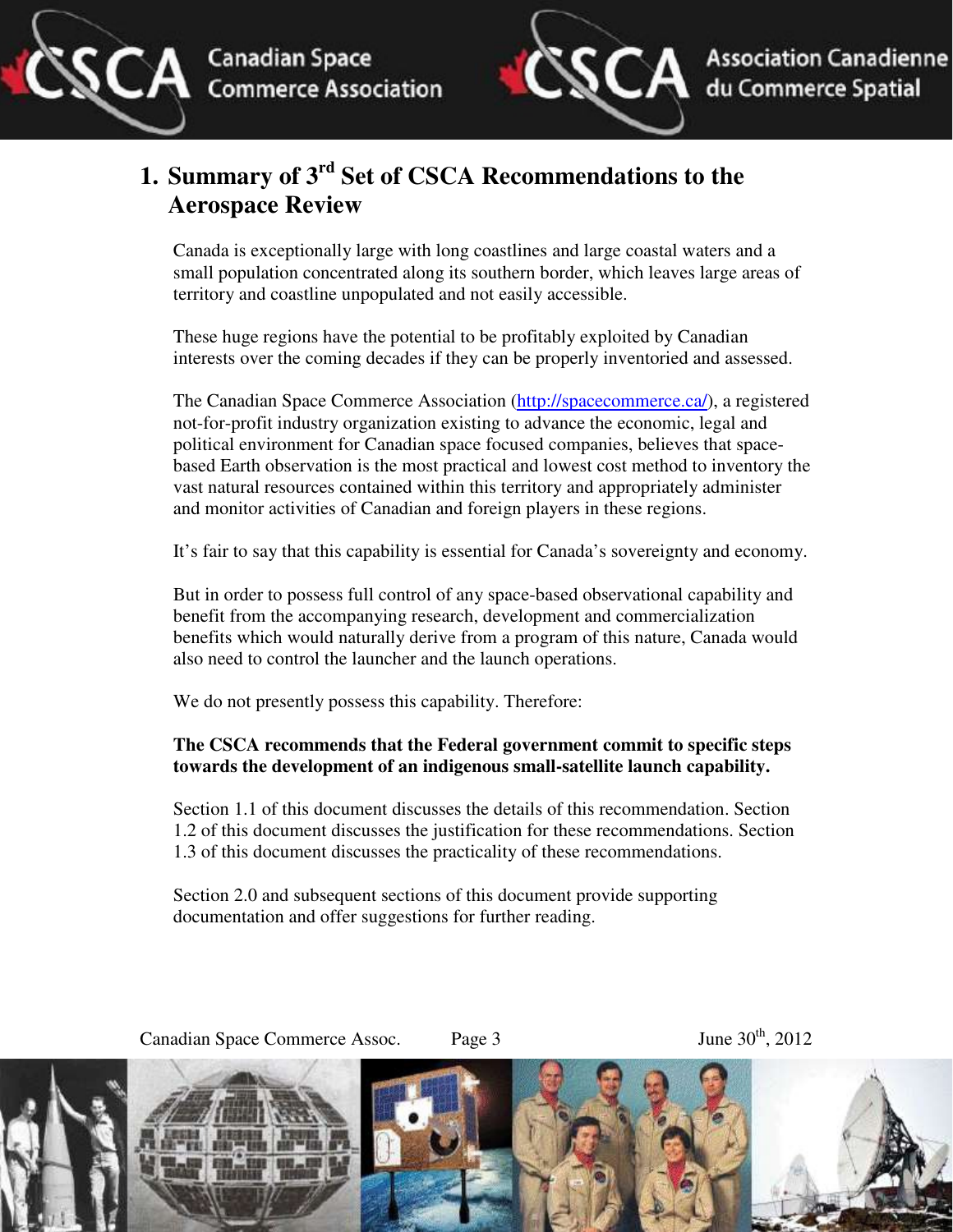# 1. Summary of 3rd Set of CSCA Recommendations to the Aerospace Review

Canada is exceptionally large with long coastlines and large coastal waters and a small population concentrated along its southern border, which leaves large areas of territory and coastline unpopulated and not easily accessible.

These huge regions have the potential to be profitably exploited by Canadian interests over the coming decades if they can be properly inventoried and assessed.

The Canadian Space Commerce Association (http://spacecommerce.ca/), a registered not-for-profit industry organization existing to advance the economic, legal and political environment for Canadian space focused companies, believes that space-based Earth observation is the most practical and lowest cost method to inventory the vast natural resources contained within this territory and appropriately administer and monitor activities of Canadian and foreign players in these regions.

It's fair to say that this capability is essential for Canada's sovereignty and economy.

But in order to possess full control of any space-based observational capability and benefit from the accompanying research, development and commercialization benefits which would naturally derive from a program of this nature, Canada would also need to control the launcher and the launch operations.

We do not presently possess this capability. Therefore:

**The CSCA recommends that the Federal government commit to specific steps towards the development of an indigenous small-satellite launch capability.**

Section 1.1 of this document discusses the details of this recommendation. Section 1.2 of this document discusses the justification for these recommendations. Section 1.3 of this document discusses the practicality of these recommendations.

Section 2.0 and subsequent sections of this document provide supporting documentation and offer suggestions for further reading.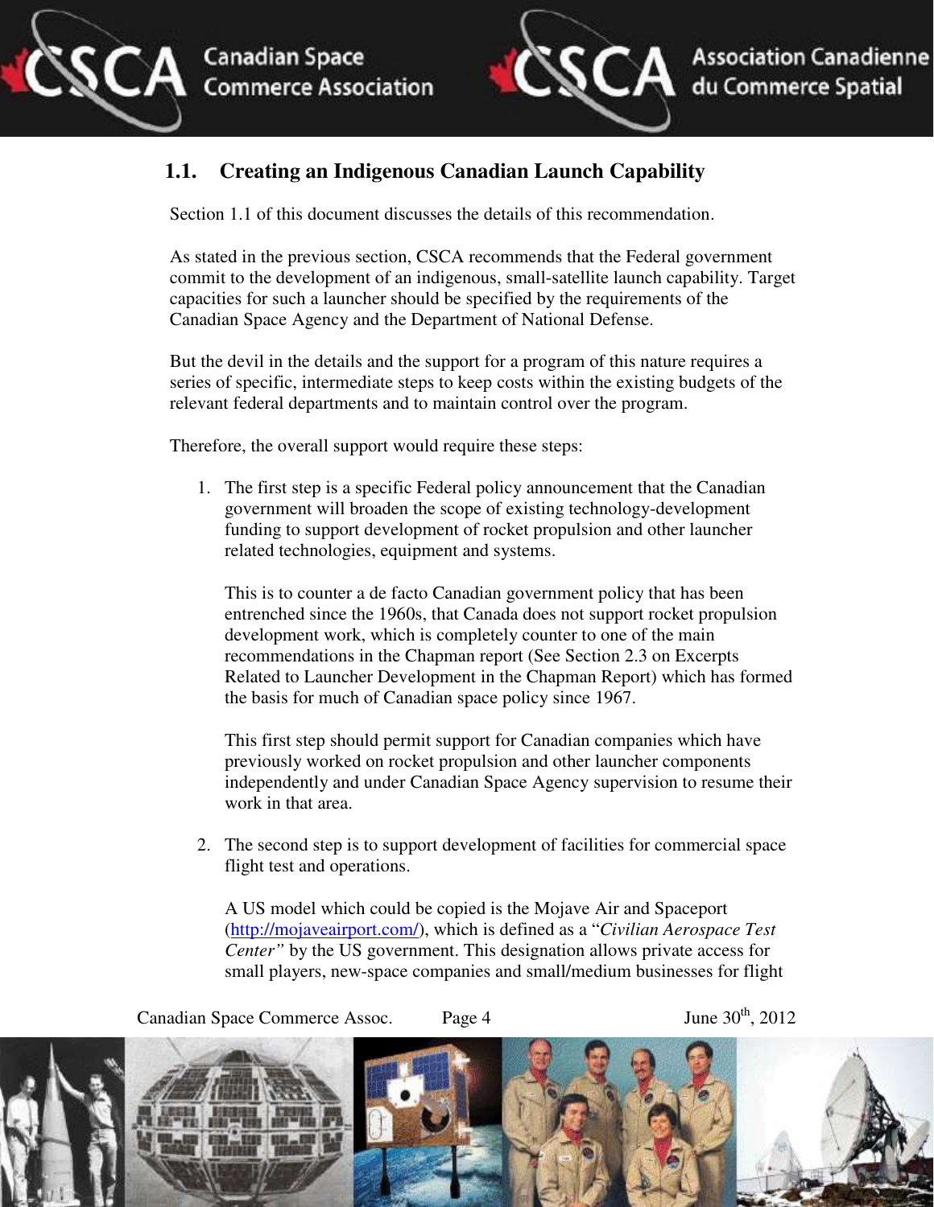## 1.1. Creating an Indigenous Canadian Launch Capability

Section 1.1 of this document discusses the details of this recommendation.

As stated in the previous section, CSCA recommends that the Federal government commit to the development of an indigenous, small-satellite launch capability. Target capacities for such a launcher should be specified by the requirements of the Canadian Space Agency and the Department of National Defense.

But the devil in the details and the support for a program of this nature requires a series of specific, intermediate steps to keep costs within the existing budgets of the relevant federal departments and to maintain control over the program.

Therefore, the overall support would require these steps:

1. The first step is a specific Federal policy announcement that the Canadian government will broaden the scope of existing technology-development funding to support development of rocket propulsion and other launcher related technologies, equipment and systems.

   This is to counter a de facto Canadian government policy that has been entrenched since the 1960s, that Canada does not support rocket propulsion development work, which is completely counter to one of the main recommendations in the Chapman report (See Section 2.3 on Excerpts Related to Launcher Development in the Chapman Report) which has formed the basis for much of Canadian space policy since 1967.

   This first step should permit support for Canadian companies which have previously worked on rocket propulsion and other launcher components independently and under Canadian Space Agency supervision to resume their work in that area.

2. The second step is to support development of facilities for commercial space flight test and operations.

   A US model which could be copied is the Mojave Air and Spaceport (http://mojaveairport.com/), which is defined as a "*Civilian Aerospace Test Center"* by the US government. This designation allows private access for small players, new-space companies and small/medium businesses for flight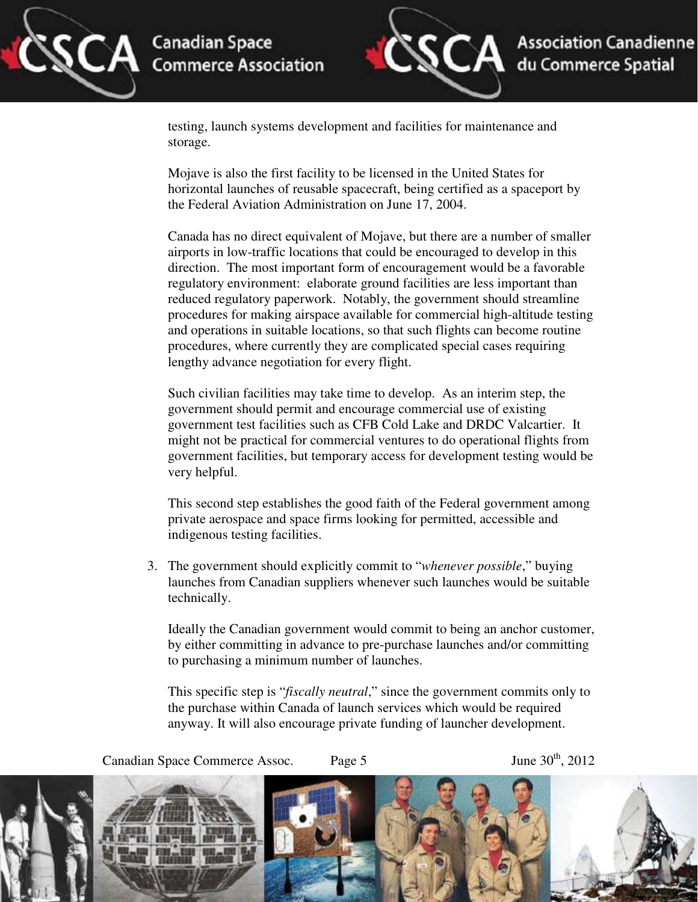testing, launch systems development and facilities for maintenance and storage.

Mojave is also the first facility to be licensed in the United States for horizontal launches of reusable spacecraft, being certified as a spaceport by the Federal Aviation Administration on June 17, 2004.

Canada has no direct equivalent of Mojave, but there are a number of smaller airports in low-traffic locations that could be encouraged to develop in this direction. The most important form of encouragement would be a favorable regulatory environment: elaborate ground facilities are less important than reduced regulatory paperwork. Notably, the government should streamline procedures for making airspace available for commercial high-altitude testing and operations in suitable locations, so that such flights can become routine procedures, where currently they are complicated special cases requiring lengthy advance negotiation for every flight.

Such civilian facilities may take time to develop. As an interim step, the government should permit and encourage commercial use of existing government test facilities such as CFB Cold Lake and DRDC Valcartier. It might not be practical for commercial ventures to do operational flights from government facilities, but temporary access for development testing would be very helpful.

This second step establishes the good faith of the Federal government among private aerospace and space firms looking for permitted, accessible and indigenous testing facilities.

3. The government should explicitly commit to "*whenever possible*," buying launches from Canadian suppliers whenever such launches would be suitable technically.

   Ideally the Canadian government would commit to being an anchor customer, by either committing in advance to pre-purchase launches and/or committing to purchasing a minimum number of launches.

   This specific step is "*fiscally neutral*," since the government commits only to the purchase within Canada of launch services which would be required anyway. It will also encourage private funding of launcher development.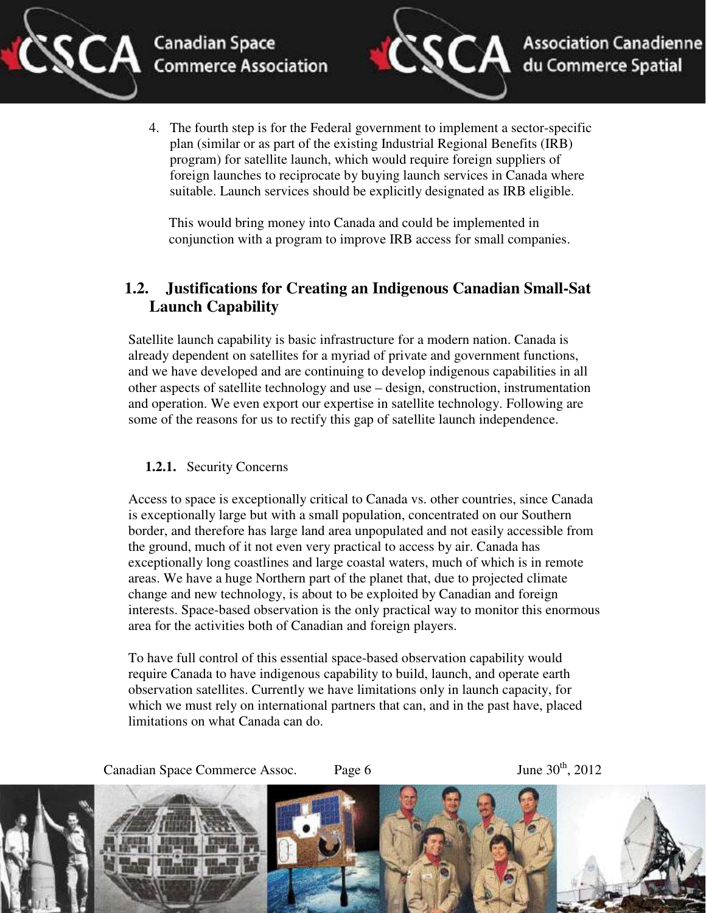4. The fourth step is for the Federal government to implement a sector-specific plan (similar or as part of the existing Industrial Regional Benefits (IRB) program) for satellite launch, which would require foreign suppliers of foreign launches to reciprocate by buying launch services in Canada where suitable. Launch services should be explicitly designated as IRB eligible.

   This would bring money into Canada and could be implemented in conjunction with a program to improve IRB access for small companies.

## 1.2. Justifications for Creating an Indigenous Canadian Small-Sat Launch Capability

Satellite launch capability is basic infrastructure for a modern nation. Canada is already dependent on satellites for a myriad of private and government functions, and we have developed and are continuing to develop indigenous capabilities in all other aspects of satellite technology and use – design, construction, instrumentation and operation. We even export our expertise in satellite technology. Following are some of the reasons for us to rectify this gap of satellite launch independence.

### 1.2.1. Security Concerns

Access to space is exceptionally critical to Canada vs. other countries, since Canada is exceptionally large but with a small population, concentrated on our Southern border, and therefore has large land area unpopulated and not easily accessible from the ground, much of it not even very practical to access by air. Canada has exceptionally long coastlines and large coastal waters, much of which is in remote areas. We have a huge Northern part of the planet that, due to projected climate change and new technology, is about to be exploited by Canadian and foreign interests. Space-based observation is the only practical way to monitor this enormous area for the activities both of Canadian and foreign players.

To have full control of this essential space-based observation capability would require Canada to have indigenous capability to build, launch, and operate earth observation satellites. Currently we have limitations only in launch capacity, for which we must rely on international partners that can, and in the past have, placed limitations on what Canada can do.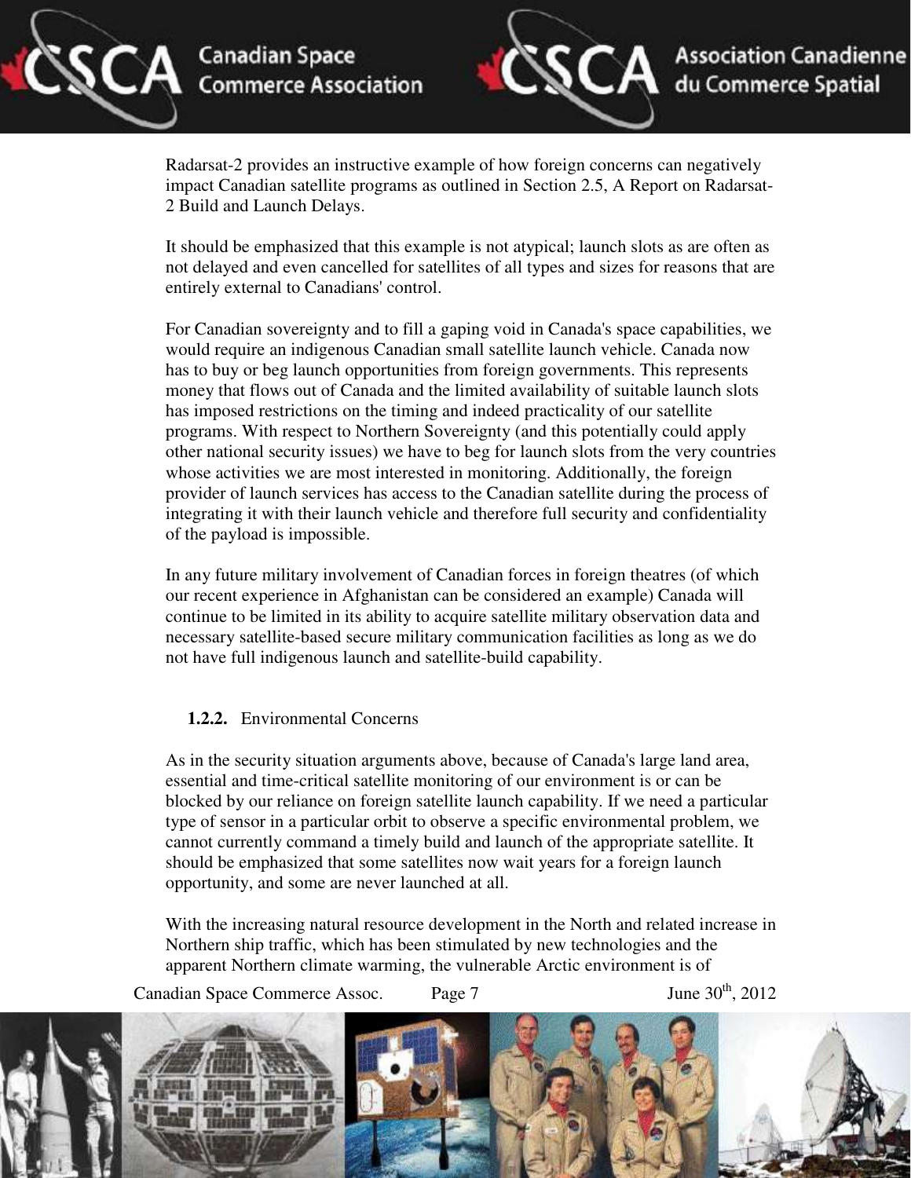Radarsat-2 provides an instructive example of how foreign concerns can negatively impact Canadian satellite programs as outlined in Section 2.5, A Report on Radarsat-2 Build and Launch Delays.

It should be emphasized that this example is not atypical; launch slots as are often as not delayed and even cancelled for satellites of all types and sizes for reasons that are entirely external to Canadians' control.

For Canadian sovereignty and to fill a gaping void in Canada's space capabilities, we would require an indigenous Canadian small satellite launch vehicle. Canada now has to buy or beg launch opportunities from foreign governments. This represents money that flows out of Canada and the limited availability of suitable launch slots has imposed restrictions on the timing and indeed practicality of our satellite programs. With respect to Northern Sovereignty (and this potentially could apply other national security issues) we have to beg for launch slots from the very countries whose activities we are most interested in monitoring. Additionally, the foreign provider of launch services has access to the Canadian satellite during the process of integrating it with their launch vehicle and therefore full security and confidentiality of the payload is impossible.

In any future military involvement of Canadian forces in foreign theatres (of which our recent experience in Afghanistan can be considered an example) Canada will continue to be limited in its ability to acquire satellite military observation data and necessary satellite-based secure military communication facilities as long as we do not have full indigenous launch and satellite-build capability.

### **1.2.2.** Environmental Concerns

As in the security situation arguments above, because of Canada's large land area, essential and time-critical satellite monitoring of our environment is or can be blocked by our reliance on foreign satellite launch capability. If we need a particular type of sensor in a particular orbit to observe a specific environmental problem, we cannot currently command a timely build and launch of the appropriate satellite. It should be emphasized that some satellites now wait years for a foreign launch opportunity, and some are never launched at all.

With the increasing natural resource development in the North and related increase in Northern ship traffic, which has been stimulated by new technologies and the apparent Northern climate warming, the vulnerable Arctic environment is of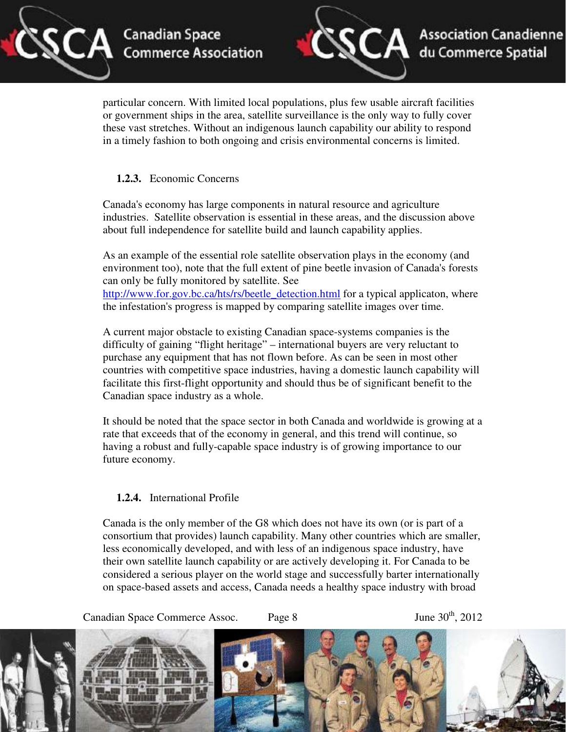particular concern. With limited local populations, plus few usable aircraft facilities or government ships in the area, satellite surveillance is the only way to fully cover these vast stretches. Without an indigenous launch capability our ability to respond in a timely fashion to both ongoing and crisis environmental concerns is limited.

### 1.2.3. Economic Concerns

Canada's economy has large components in natural resource and agriculture industries. Satellite observation is essential in these areas, and the discussion above about full independence for satellite build and launch capability applies.

As an example of the essential role satellite observation plays in the economy (and environment too), note that the full extent of pine beetle invasion of Canada's forests can only be fully monitored by satellite. See [http://www.for.gov.bc.ca/hts/rs/beetle_detection.html](http://www.for.gov.bc.ca/hts/rs/beetle_detection.html) for a typical applicaton, where the infestation's progress is mapped by comparing satellite images over time.

A current major obstacle to existing Canadian space-systems companies is the difficulty of gaining "flight heritage" – international buyers are very reluctant to purchase any equipment that has not flown before. As can be seen in most other countries with competitive space industries, having a domestic launch capability will facilitate this first-flight opportunity and should thus be of significant benefit to the Canadian space industry as a whole.

It should be noted that the space sector in both Canada and worldwide is growing at a rate that exceeds that of the economy in general, and this trend will continue, so having a robust and fully-capable space industry is of growing importance to our future economy.

### 1.2.4. International Profile

Canada is the only member of the G8 which does not have its own (or is part of a consortium that provides) launch capability. Many other countries which are smaller, less economically developed, and with less of an indigenous space industry, have their own satellite launch capability or are actively developing it. For Canada to be considered a serious player on the world stage and successfully barter internationally on space-based assets and access, Canada needs a healthy space industry with broad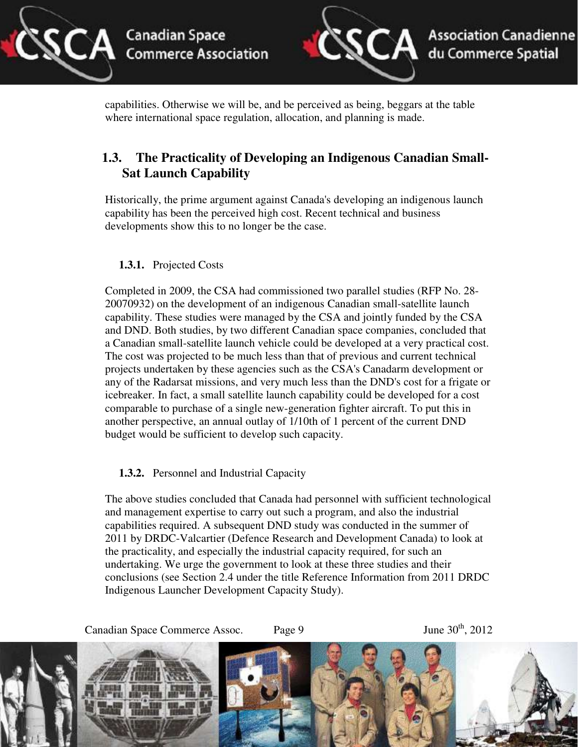capabilities. Otherwise we will be, and be perceived as being, beggars at the table where international space regulation, allocation, and planning is made.

## 1.3. The Practicality of Developing an Indigenous Canadian Small-Sat Launch Capability

Historically, the prime argument against Canada's developing an indigenous launch capability has been the perceived high cost. Recent technical and business developments show this to no longer be the case.

### 1.3.1. Projected Costs

Completed in 2009, the CSA had commissioned two parallel studies (RFP No. 28-20070932) on the development of an indigenous Canadian small-satellite launch capability. These studies were managed by the CSA and jointly funded by the CSA and DND. Both studies, by two different Canadian space companies, concluded that a Canadian small-satellite launch vehicle could be developed at a very practical cost. The cost was projected to be much less than that of previous and current technical projects undertaken by these agencies such as the CSA's Canadarm development or any of the Radarsat missions, and very much less than the DND's cost for a frigate or icebreaker. In fact, a small satellite launch capability could be developed for a cost comparable to purchase of a single new-generation fighter aircraft. To put this in another perspective, an annual outlay of 1/10th of 1 percent of the current DND budget would be sufficient to develop such capacity.

### 1.3.2. Personnel and Industrial Capacity

The above studies concluded that Canada had personnel with sufficient technological and management expertise to carry out such a program, and also the industrial capabilities required. A subsequent DND study was conducted in the summer of 2011 by DRDC-Valcartier (Defence Research and Development Canada) to look at the practicality, and especially the industrial capacity required, for such an undertaking. We urge the government to look at these three studies and their conclusions (see Section 2.4 under the title Reference Information from 2011 DRDC Indigenous Launcher Development Capacity Study).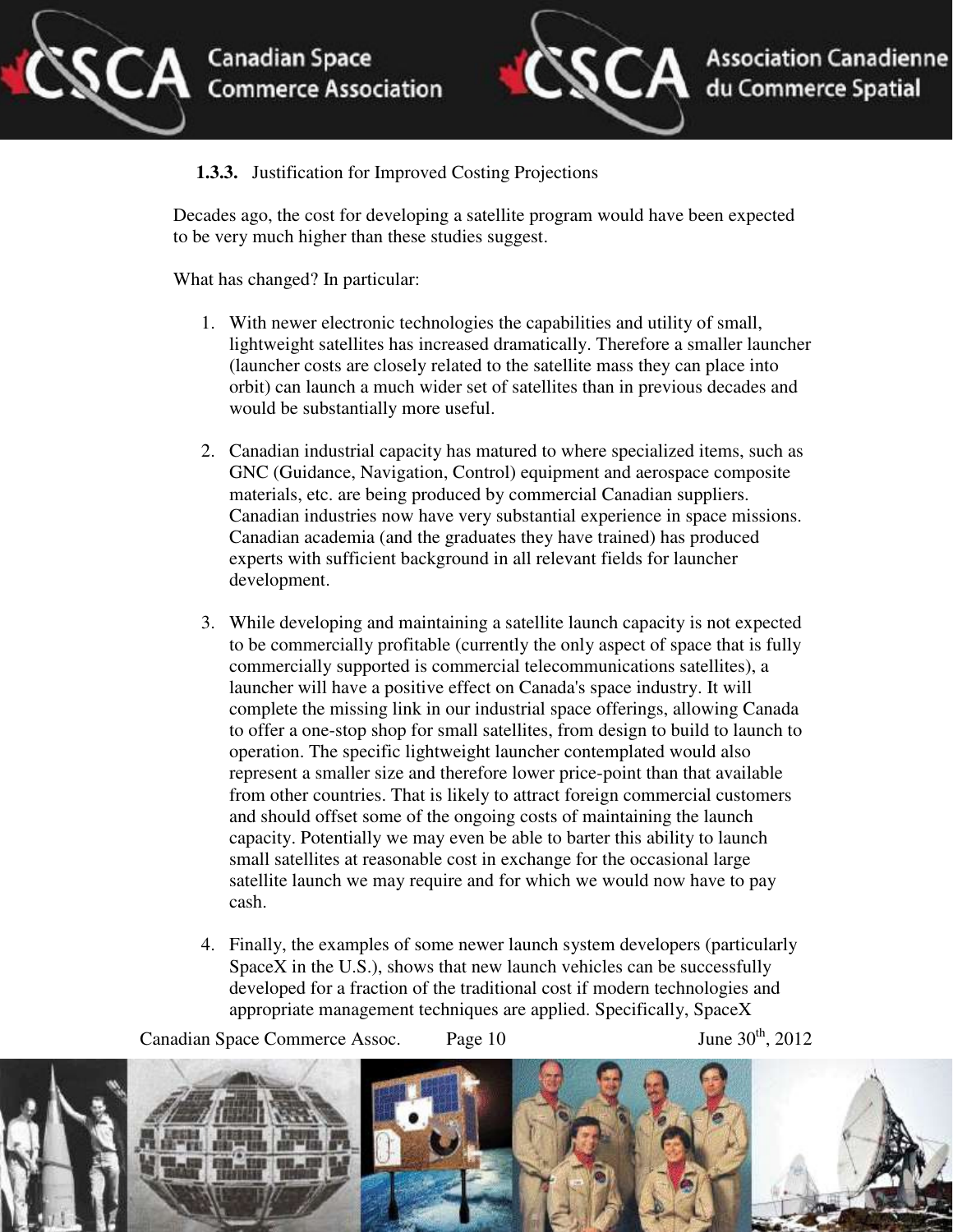### 1.3.3. Justification for Improved Costing Projections

Decades ago, the cost for developing a satellite program would have been expected to be very much higher than these studies suggest.

What has changed? In particular:

1. With newer electronic technologies the capabilities and utility of small, lightweight satellites has increased dramatically. Therefore a smaller launcher (launcher costs are closely related to the satellite mass they can place into orbit) can launch a much wider set of satellites than in previous decades and would be substantially more useful.

2. Canadian industrial capacity has matured to where specialized items, such as GNC (Guidance, Navigation, Control) equipment and aerospace composite materials, etc. are being produced by commercial Canadian suppliers. Canadian industries now have very substantial experience in space missions. Canadian academia (and the graduates they have trained) has produced experts with sufficient background in all relevant fields for launcher development.

3. While developing and maintaining a satellite launch capacity is not expected to be commercially profitable (currently the only aspect of space that is fully commercially supported is commercial telecommunications satellites), a launcher will have a positive effect on Canada's space industry. It will complete the missing link in our industrial space offerings, allowing Canada to offer a one-stop shop for small satellites, from design to build to launch to operation. The specific lightweight launcher contemplated would also represent a smaller size and therefore lower price-point than that available from other countries. That is likely to attract foreign commercial customers and should offset some of the ongoing costs of maintaining the launch capacity. Potentially we may even be able to barter this ability to launch small satellites at reasonable cost in exchange for the occasional large satellite launch we may require and for which we would now have to pay cash.

4. Finally, the examples of some newer launch system developers (particularly SpaceX in the U.S.), shows that new launch vehicles can be successfully developed for a fraction of the traditional cost if modern technologies and appropriate management techniques are applied. Specifically, SpaceX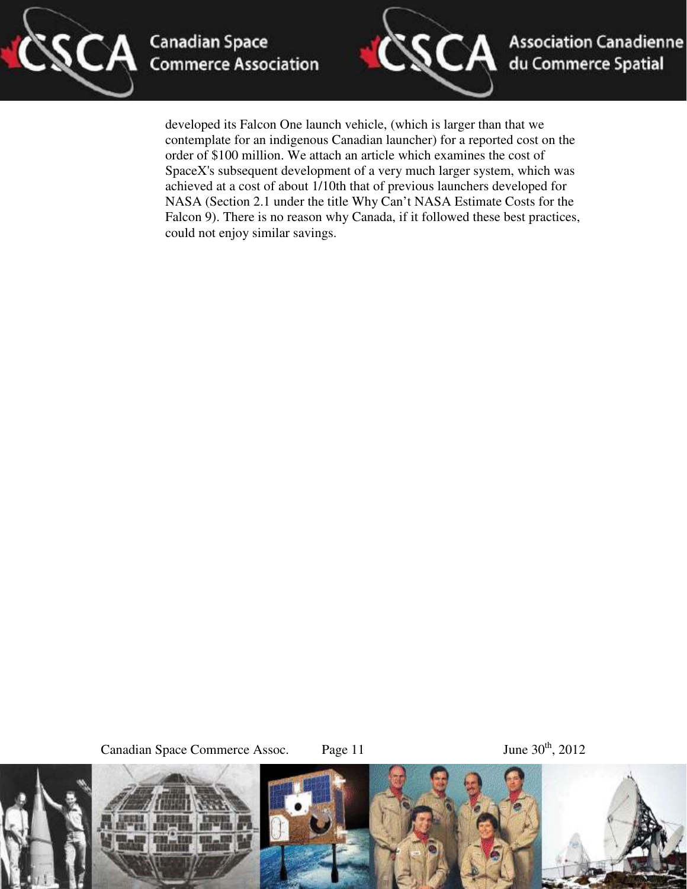developed its Falcon One launch vehicle, (which is larger than that we contemplate for an indigenous Canadian launcher) for a reported cost on the order of $100 million. We attach an article which examines the cost of SpaceX's subsequent development of a very much larger system, which was achieved at a cost of about 1/10th that of previous launchers developed for NASA (Section 2.1 under the title Why Can't NASA Estimate Costs for the Falcon 9). There is no reason why Canada, if it followed these best practices, could not enjoy similar savings.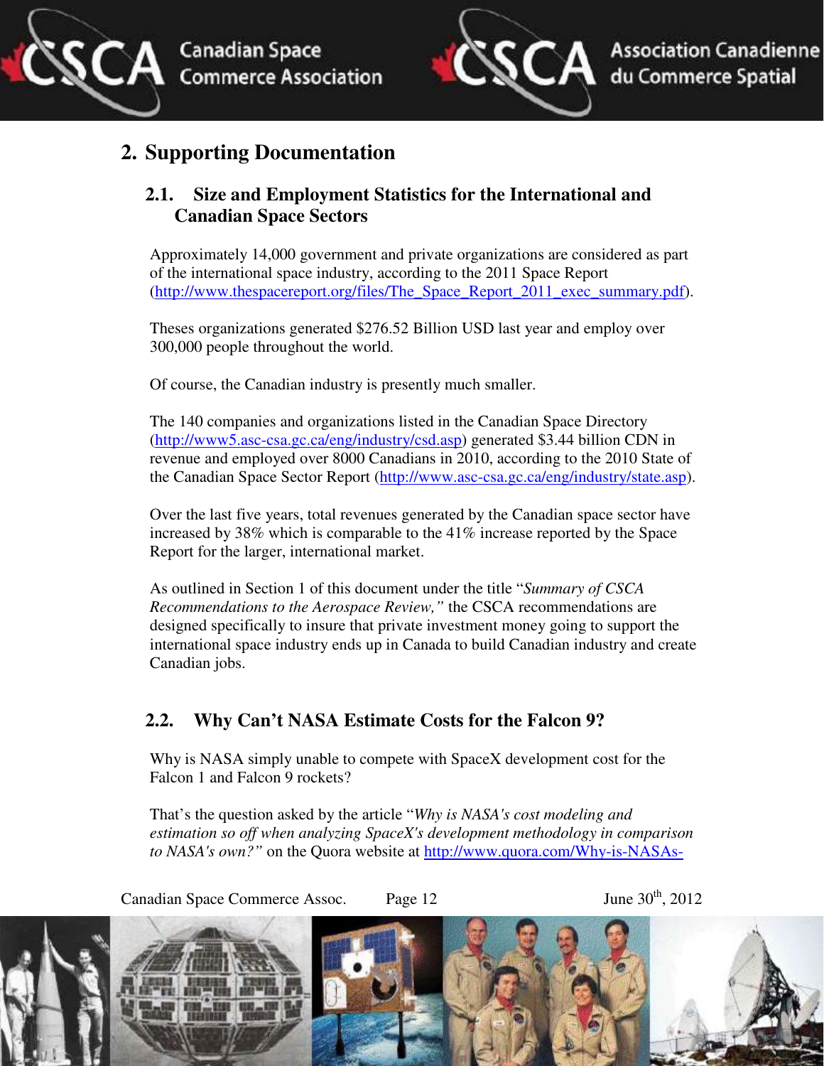## 2. Supporting Documentation

### 2.1. Size and Employment Statistics for the International and Canadian Space Sectors

Approximately 14,000 government and private organizations are considered as part of the international space industry, according to the 2011 Space Report (http://www.thespacereport.org/files/The_Space_Report_2011_exec_summary.pdf).

Theses organizations generated $276.52 Billion USD last year and employ over 300,000 people throughout the world.

Of course, the Canadian industry is presently much smaller.

The 140 companies and organizations listed in the Canadian Space Directory (http://www5.asc-csa.gc.ca/eng/industry/csd.asp) generated $3.44 billion CDN in revenue and employed over 8000 Canadians in 2010, according to the 2010 State of the Canadian Space Sector Report (http://www.asc-csa.gc.ca/eng/industry/state.asp).

Over the last five years, total revenues generated by the Canadian space sector have increased by 38% which is comparable to the 41% increase reported by the Space Report for the larger, international market.

As outlined in Section 1 of this document under the title "*Summary of CSCA Recommendations to the Aerospace Review,"* the CSCA recommendations are designed specifically to insure that private investment money going to support the international space industry ends up in Canada to build Canadian industry and create Canadian jobs.

### 2.2. Why Can't NASA Estimate Costs for the Falcon 9?

Why is NASA simply unable to compete with SpaceX development cost for the Falcon 1 and Falcon 9 rockets?

That's the question asked by the article "*Why is NASA's cost modeling and estimation so off when analyzing SpaceX's development methodology in comparison to NASA's own?"* on the Quora website at http://www.quora.com/Why-is-NASAs-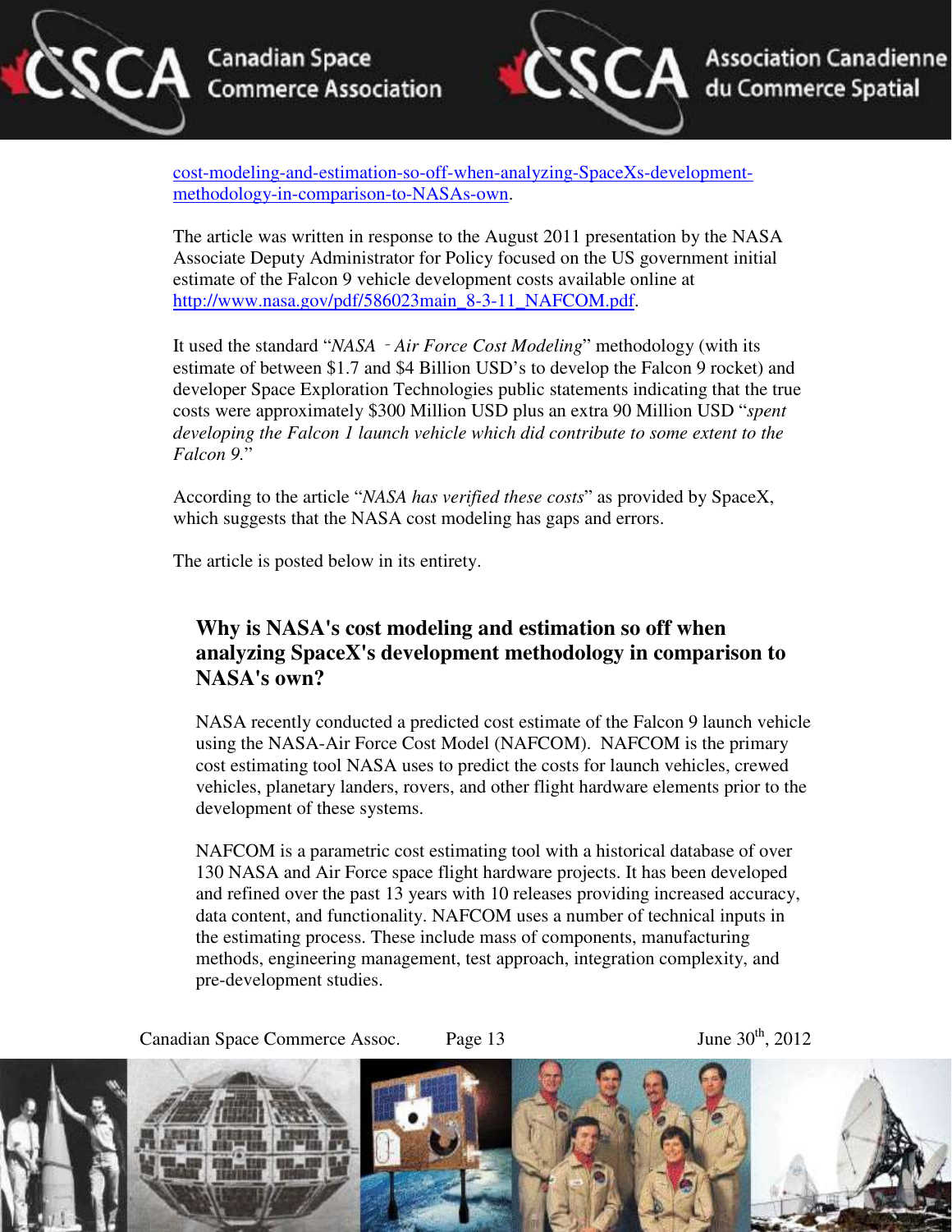cost-modeling-and-estimation-so-off-when-analyzing-SpaceXs-development-methodology-in-comparison-to-NASAs-own.

The article was written in response to the August 2011 presentation by the NASA Associate Deputy Administrator for Policy focused on the US government initial estimate of the Falcon 9 vehicle development costs available online at http://www.nasa.gov/pdf/586023main_8-3-11_NAFCOM.pdf.

It used the standard "*NASA - Air Force Cost Modeling*" methodology (with its estimate of between $1.7 and $4 Billion USD's to develop the Falcon 9 rocket) and developer Space Exploration Technologies public statements indicating that the true costs were approximately $300 Million USD plus an extra 90 Million USD "*spent developing the Falcon 1 launch vehicle which did contribute to some extent to the Falcon 9.*"

According to the article "*NASA has verified these costs*" as provided by SpaceX, which suggests that the NASA cost modeling has gaps and errors.

The article is posted below in its entirety.

## Why is NASA's cost modeling and estimation so off when analyzing SpaceX's development methodology in comparison to NASA's own?

NASA recently conducted a predicted cost estimate of the Falcon 9 launch vehicle using the NASA-Air Force Cost Model (NAFCOM). NAFCOM is the primary cost estimating tool NASA uses to predict the costs for launch vehicles, crewed vehicles, planetary landers, rovers, and other flight hardware elements prior to the development of these systems.

NAFCOM is a parametric cost estimating tool with a historical database of over 130 NASA and Air Force space flight hardware projects. It has been developed and refined over the past 13 years with 10 releases providing increased accuracy, data content, and functionality. NAFCOM uses a number of technical inputs in the estimating process. These include mass of components, manufacturing methods, engineering management, test approach, integration complexity, and pre-development studies.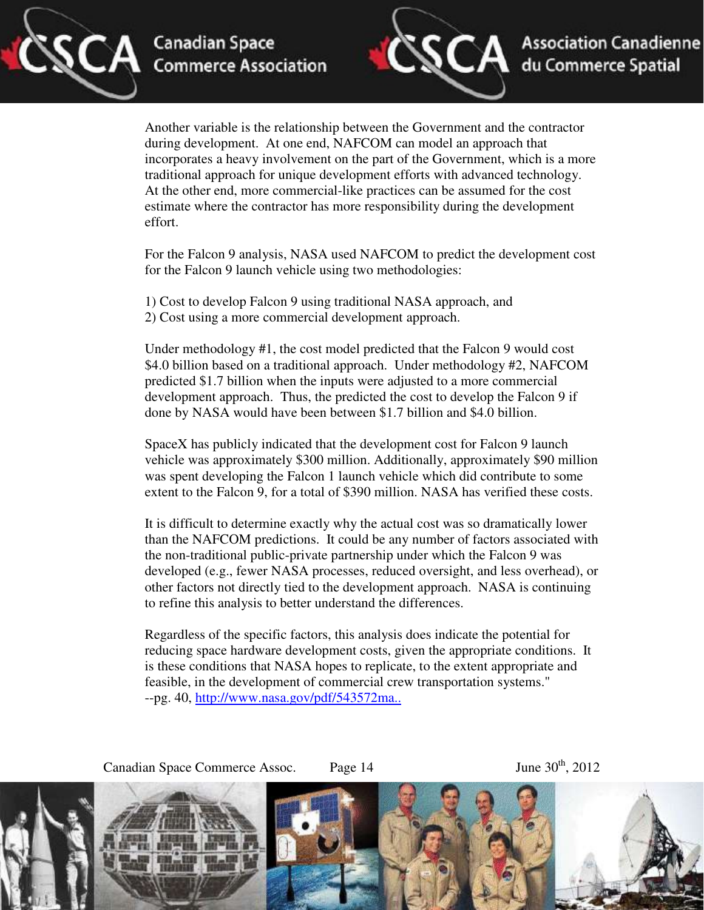Another variable is the relationship between the Government and the contractor during development. At one end, NAFCOM can model an approach that incorporates a heavy involvement on the part of the Government, which is a more traditional approach for unique development efforts with advanced technology. At the other end, more commercial-like practices can be assumed for the cost estimate where the contractor has more responsibility during the development effort.

For the Falcon 9 analysis, NASA used NAFCOM to predict the development cost for the Falcon 9 launch vehicle using two methodologies:

1) Cost to develop Falcon 9 using traditional NASA approach, and
2) Cost using a more commercial development approach.

Under methodology #1, the cost model predicted that the Falcon 9 would cost $4.0 billion based on a traditional approach. Under methodology #2, NAFCOM predicted $1.7 billion when the inputs were adjusted to a more commercial development approach. Thus, the predicted the cost to develop the Falcon 9 if done by NASA would have been between $1.7 billion and $4.0 billion.

SpaceX has publicly indicated that the development cost for Falcon 9 launch vehicle was approximately $300 million. Additionally, approximately $90 million was spent developing the Falcon 1 launch vehicle which did contribute to some extent to the Falcon 9, for a total of $390 million. NASA has verified these costs.

It is difficult to determine exactly why the actual cost was so dramatically lower than the NAFCOM predictions. It could be any number of factors associated with the non-traditional public-private partnership under which the Falcon 9 was developed (e.g., fewer NASA processes, reduced oversight, and less overhead), or other factors not directly tied to the development approach. NASA is continuing to refine this analysis to better understand the differences.

Regardless of the specific factors, this analysis does indicate the potential for reducing space hardware development costs, given the appropriate conditions. It is these conditions that NASA hopes to replicate, to the extent appropriate and feasible, in the development of commercial crew transportation systems."
--pg. 40, http://www.nasa.gov/pdf/543572ma..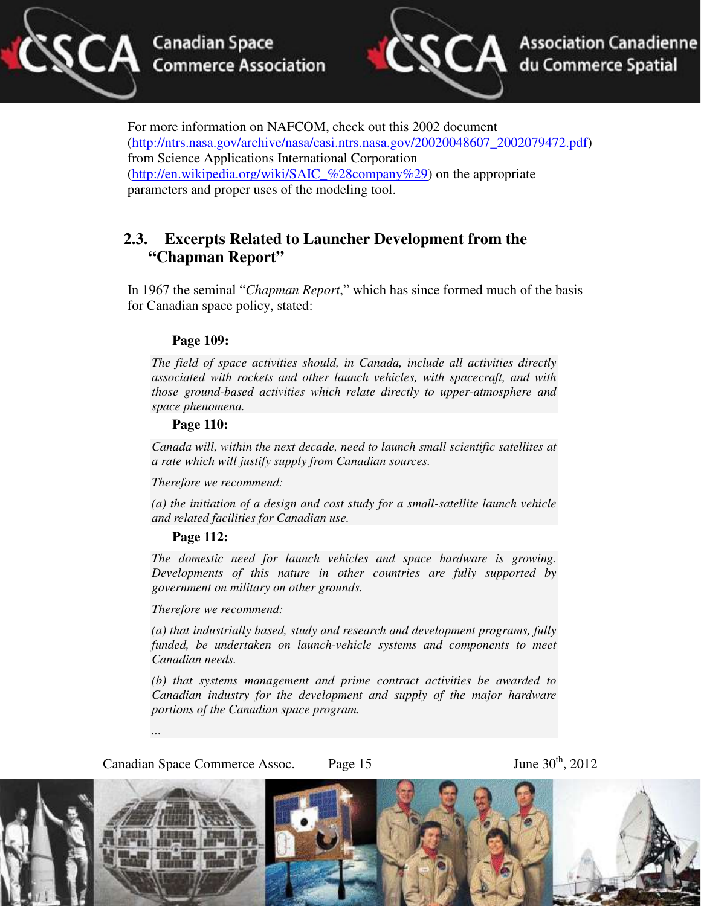For more information on NAFCOM, check out this 2002 document (http://ntrs.nasa.gov/archive/nasa/casi.ntrs.nasa.gov/20020048607_2002079472.pdf) from Science Applications International Corporation (http://en.wikipedia.org/wiki/SAIC_%28company%29) on the appropriate parameters and proper uses of the modeling tool.

## 2.3. Excerpts Related to Launcher Development from the "Chapman Report"

In 1967 the seminal "*Chapman Report*," which has since formed much of the basis for Canadian space policy, stated:

**Page 109:**

> *The field of space activities should, in Canada, include all activities directly associated with rockets and other launch vehicles, with spacecraft, and with those ground-based activities which relate directly to upper-atmosphere and space phenomena.*

**Page 110:**

> *Canada will, within the next decade, need to launch small scientific satellites at a rate which will justify supply from Canadian sources.*
>
> *Therefore we recommend:*
>
> *(a) the initiation of a design and cost study for a small-satellite launch vehicle and related facilities for Canadian use.*

**Page 112:**

> *The domestic need for launch vehicles and space hardware is growing. Developments of this nature in other countries are fully supported by government on military on other grounds.*
>
> *Therefore we recommend:*
>
> *(a) that industrially based, study and research and development programs, fully funded, be undertaken on launch-vehicle systems and components to meet Canadian needs.*
>
> *(b) that systems management and prime contract activities be awarded to Canadian industry for the development and supply of the major hardware portions of the Canadian space program.*
>
> *...*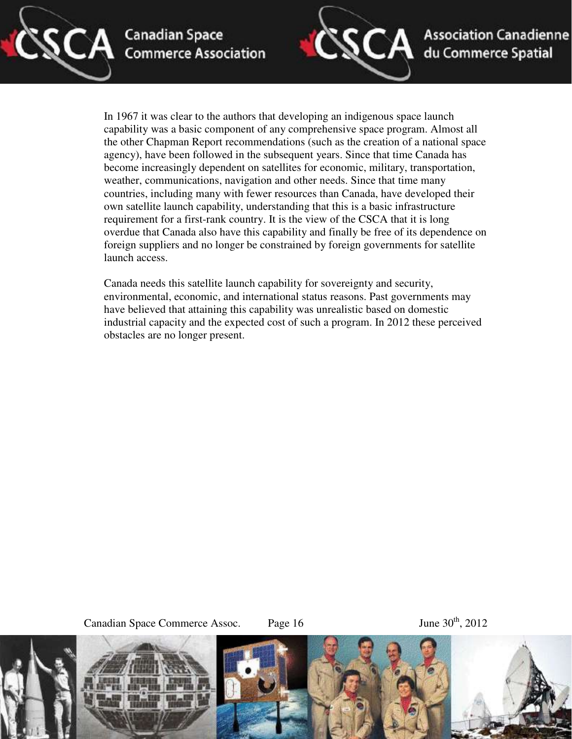In 1967 it was clear to the authors that developing an indigenous space launch capability was a basic component of any comprehensive space program. Almost all the other Chapman Report recommendations (such as the creation of a national space agency), have been followed in the subsequent years. Since that time Canada has become increasingly dependent on satellites for economic, military, transportation, weather, communications, navigation and other needs. Since that time many countries, including many with fewer resources than Canada, have developed their own satellite launch capability, understanding that this is a basic infrastructure requirement for a first-rank country. It is the view of the CSCA that it is long overdue that Canada also have this capability and finally be free of its dependence on foreign suppliers and no longer be constrained by foreign governments for satellite launch access.

Canada needs this satellite launch capability for sovereignty and security, environmental, economic, and international status reasons. Past governments may have believed that attaining this capability was unrealistic based on domestic industrial capacity and the expected cost of such a program. In 2012 these perceived obstacles are no longer present.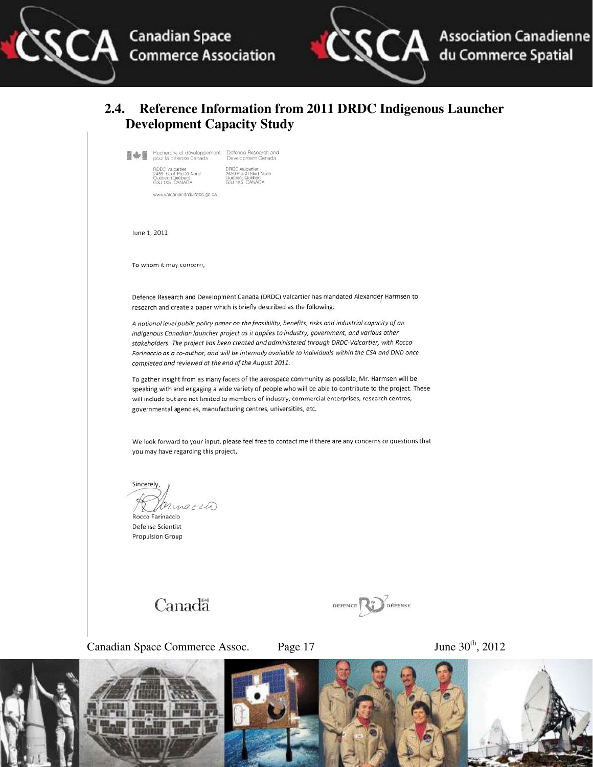## 2.4. Reference Information from 2011 DRDC Indigenous Launcher Development Capacity Study

Recherche et développement pour la défense Canada | Defence Research and Development Canada

RDDC Valcartier
2459, boul. Pie-XI Nord
Québec (Québec)
G3J 1X5 CANADA

DRDC Valcartier
2459 Pie-XI Blvd North
Quebec, Quebec
G3J 1X5 CANADA

www.valcartier.drdc-rddc.gc.ca

June 1, 2011

To whom it may concern,

Defence Research and Development Canada (DRDC) Valcartier has mandated Alexander Harmsen to research and create a paper which is briefly described as the following:

*A national level public policy paper on the feasibility, benefits, risks and industrial capacity of an indigenous Canadian launcher project as it applies to industry, government, and various other stakeholders. The project has been created and administered through DRDC-Valcartier, with Rocco Farinaccio as a co-author, and will be internally available to individuals within the CSA and DND once completed and reviewed at the end of the August 2011.*

To gather insight from as many facets of the aerospace community as possible, Mr. Harmsen will be speaking with and engaging a wide variety of people who will be able to contribute to the project. These will include but are not limited to members of industry, commercial enterprises, research centres, governmental agencies, manufacturing centres, universities, etc.

We look forward to your input, please feel free to contact me if there are any concerns or questions that you may have regarding this project,

Sincerely,

Rocco Farinaccio
Defense Scientist
Propulsion Group

Canada

DEFENCE R&D DÉFENSE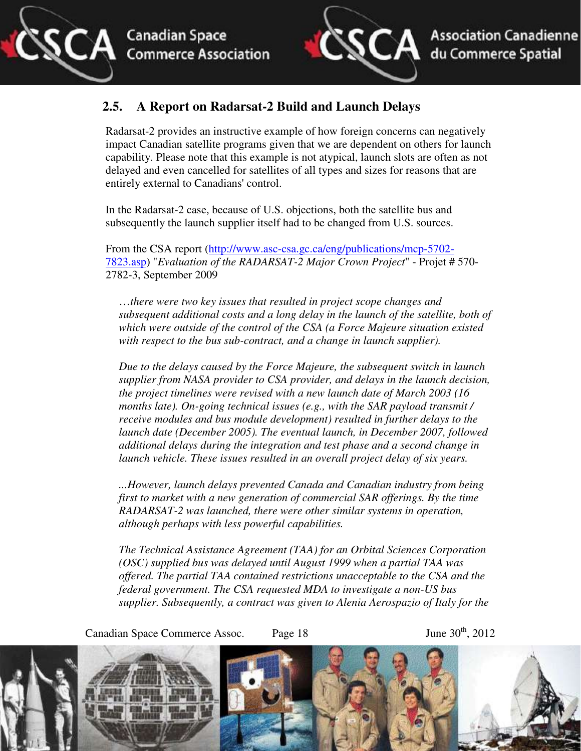## 2.5. A Report on Radarsat-2 Build and Launch Delays

Radarsat-2 provides an instructive example of how foreign concerns can negatively impact Canadian satellite programs given that we are dependent on others for launch capability. Please note that this example is not atypical, launch slots are often as not delayed and even cancelled for satellites of all types and sizes for reasons that are entirely external to Canadians' control.

In the Radarsat-2 case, because of U.S. objections, both the satellite bus and subsequently the launch supplier itself had to be changed from U.S. sources.

From the CSA report ([http://www.asc-csa.gc.ca/eng/publications/mcp-5702-7823.asp](http://www.asc-csa.gc.ca/eng/publications/mcp-5702-7823.asp)) "*Evaluation of the RADARSAT-2 Major Crown Project*" - Projet # 570-2782-3, September 2009

> *…there were two key issues that resulted in project scope changes and subsequent additional costs and a long delay in the launch of the satellite, both of which were outside of the control of the CSA (a Force Majeure situation existed with respect to the bus sub-contract, and a change in launch supplier).*
>
> *Due to the delays caused by the Force Majeure, the subsequent switch in launch supplier from NASA provider to CSA provider, and delays in the launch decision, the project timelines were revised with a new launch date of March 2003 (16 months late). On-going technical issues (e.g., with the SAR payload transmit / receive modules and bus module development) resulted in further delays to the launch date (December 2005). The eventual launch, in December 2007, followed additional delays during the integration and test phase and a second change in launch vehicle. These issues resulted in an overall project delay of six years.*
>
> *...However, launch delays prevented Canada and Canadian industry from being first to market with a new generation of commercial SAR offerings. By the time RADARSAT-2 was launched, there were other similar systems in operation, although perhaps with less powerful capabilities.*
>
> *The Technical Assistance Agreement (TAA) for an Orbital Sciences Corporation (OSC) supplied bus was delayed until August 1999 when a partial TAA was offered. The partial TAA contained restrictions unacceptable to the CSA and the federal government. The CSA requested MDA to investigate a non-US bus supplier. Subsequently, a contract was given to Alenia Aerospazio of Italy for the*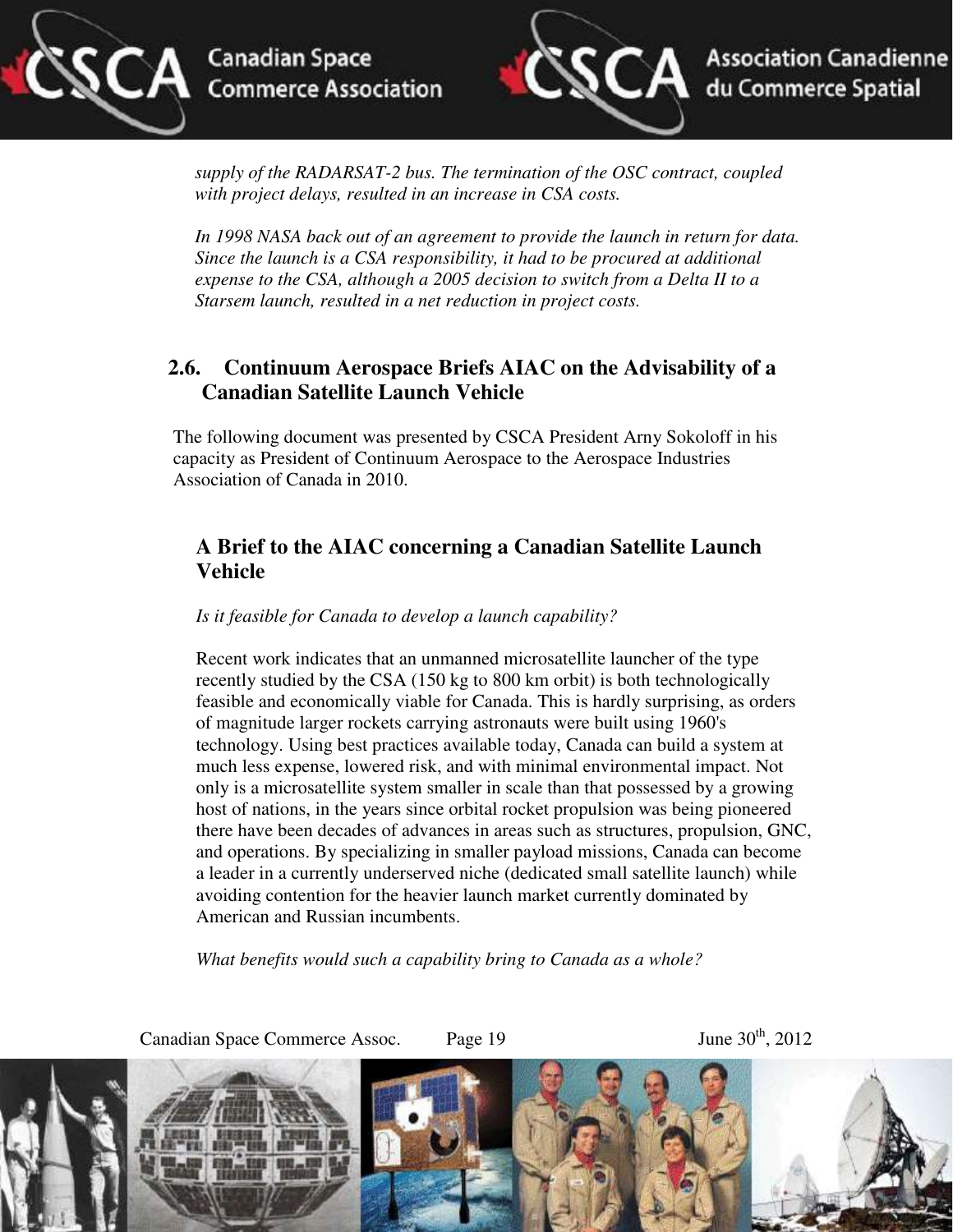*supply of the RADARSAT-2 bus. The termination of the OSC contract, coupled with project delays, resulted in an increase in CSA costs.*

*In 1998 NASA back out of an agreement to provide the launch in return for data. Since the launch is a CSA responsibility, it had to be procured at additional expense to the CSA, although a 2005 decision to switch from a Delta II to a Starsem launch, resulted in a net reduction in project costs.*

## 2.6. Continuum Aerospace Briefs AIAC on the Advisability of a Canadian Satellite Launch Vehicle

The following document was presented by CSCA President Arny Sokoloff in his capacity as President of Continuum Aerospace to the Aerospace Industries Association of Canada in 2010.

### A Brief to the AIAC concerning a Canadian Satellite Launch Vehicle

*Is it feasible for Canada to develop a launch capability?*

Recent work indicates that an unmanned microsatellite launcher of the type recently studied by the CSA (150 kg to 800 km orbit) is both technologically feasible and economically viable for Canada. This is hardly surprising, as orders of magnitude larger rockets carrying astronauts were built using 1960's technology. Using best practices available today, Canada can build a system at much less expense, lowered risk, and with minimal environmental impact. Not only is a microsatellite system smaller in scale than that possessed by a growing host of nations, in the years since orbital rocket propulsion was being pioneered there have been decades of advances in areas such as structures, propulsion, GNC, and operations. By specializing in smaller payload missions, Canada can become a leader in a currently underserved niche (dedicated small satellite launch) while avoiding contention for the heavier launch market currently dominated by American and Russian incumbents.

*What benefits would such a capability bring to Canada as a whole?*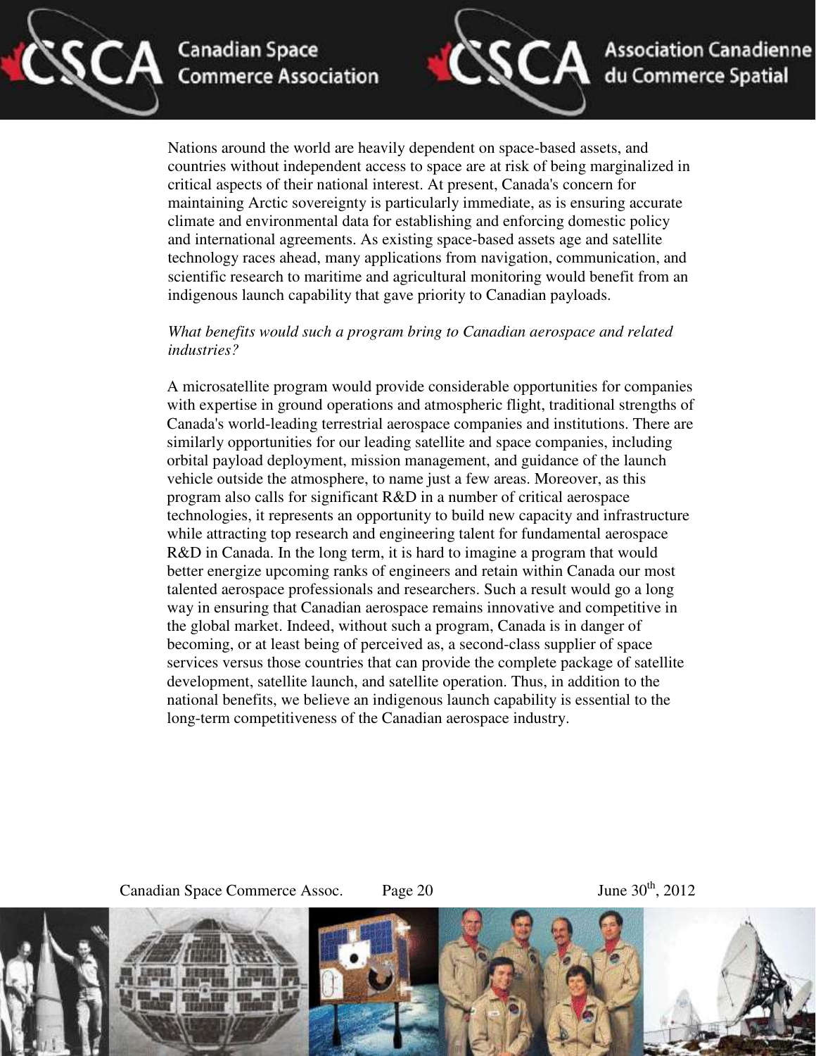Nations around the world are heavily dependent on space-based assets, and countries without independent access to space are at risk of being marginalized in critical aspects of their national interest. At present, Canada's concern for maintaining Arctic sovereignty is particularly immediate, as is ensuring accurate climate and environmental data for establishing and enforcing domestic policy and international agreements. As existing space-based assets age and satellite technology races ahead, many applications from navigation, communication, and scientific research to maritime and agricultural monitoring would benefit from an indigenous launch capability that gave priority to Canadian payloads.

*What benefits would such a program bring to Canadian aerospace and related industries?*

A microsatellite program would provide considerable opportunities for companies with expertise in ground operations and atmospheric flight, traditional strengths of Canada's world-leading terrestrial aerospace companies and institutions. There are similarly opportunities for our leading satellite and space companies, including orbital payload deployment, mission management, and guidance of the launch vehicle outside the atmosphere, to name just a few areas. Moreover, as this program also calls for significant R&D in a number of critical aerospace technologies, it represents an opportunity to build new capacity and infrastructure while attracting top research and engineering talent for fundamental aerospace R&D in Canada. In the long term, it is hard to imagine a program that would better energize upcoming ranks of engineers and retain within Canada our most talented aerospace professionals and researchers. Such a result would go a long way in ensuring that Canadian aerospace remains innovative and competitive in the global market. Indeed, without such a program, Canada is in danger of becoming, or at least being of perceived as, a second-class supplier of space services versus those countries that can provide the complete package of satellite development, satellite launch, and satellite operation. Thus, in addition to the national benefits, we believe an indigenous launch capability is essential to the long-term competitiveness of the Canadian aerospace industry.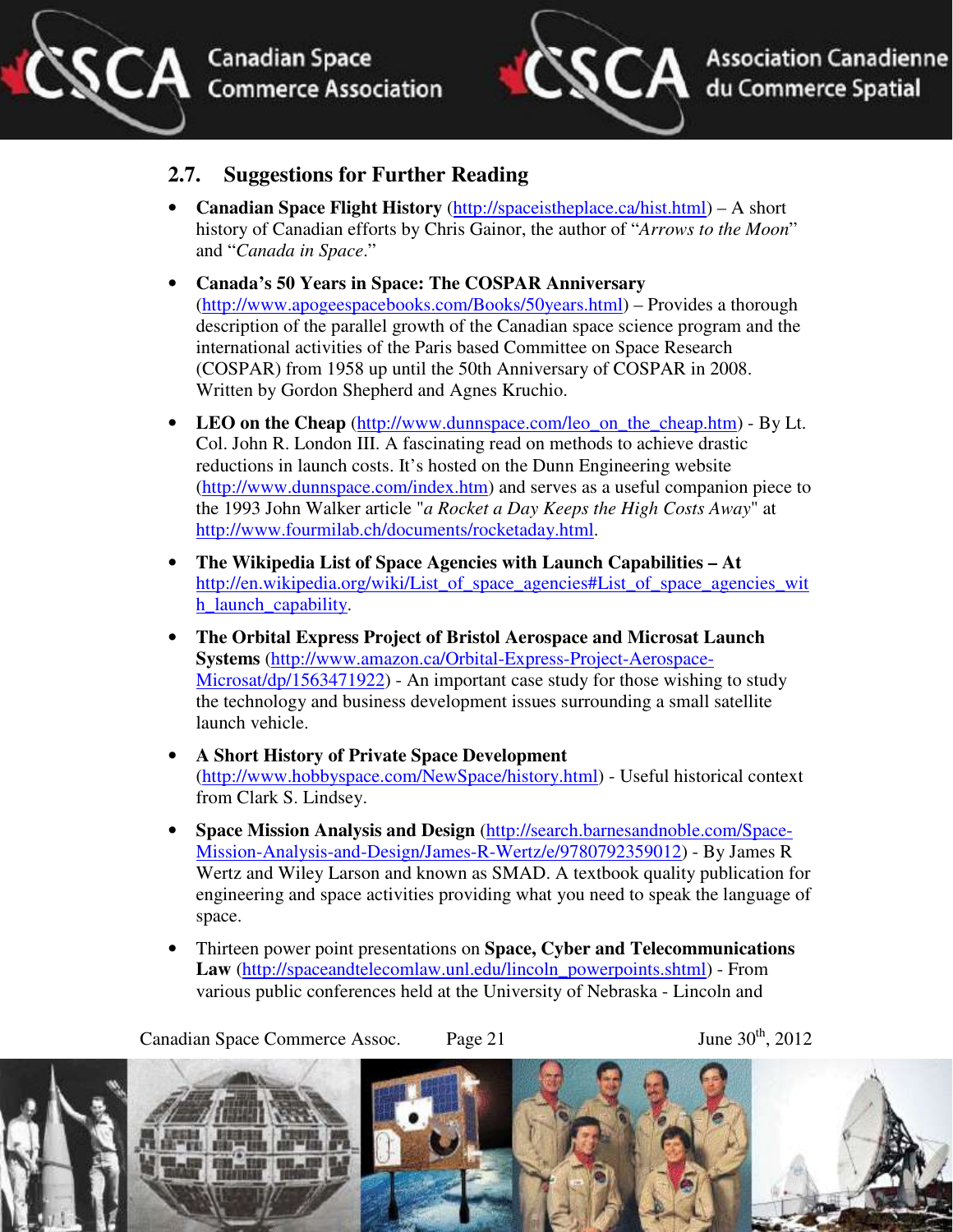## 2.7. Suggestions for Further Reading

- **Canadian Space Flight History** (http://spaceistheplace.ca/hist.html) – A short history of Canadian efforts by Chris Gainor, the author of "*Arrows to the Moon*" and "*Canada in Space*."
- **Canada's 50 Years in Space: The COSPAR Anniversary** (http://www.apogeespacebooks.com/Books/50years.html) – Provides a thorough description of the parallel growth of the Canadian space science program and the international activities of the Paris based Committee on Space Research (COSPAR) from 1958 up until the 50th Anniversary of COSPAR in 2008. Written by Gordon Shepherd and Agnes Kruchio.
- **LEO on the Cheap** (http://www.dunnspace.com/leo_on_the_cheap.htm) - By Lt. Col. John R. London III. A fascinating read on methods to achieve drastic reductions in launch costs. It's hosted on the Dunn Engineering website (http://www.dunnspace.com/index.htm) and serves as a useful companion piece to the 1993 John Walker article "*a Rocket a Day Keeps the High Costs Away*" at http://www.fourmilab.ch/documents/rocketaday.html.
- **The Wikipedia List of Space Agencies with Launch Capabilities – At** http://en.wikipedia.org/wiki/List_of_space_agencies#List_of_space_agencies_with_launch_capability.
- **The Orbital Express Project of Bristol Aerospace and Microsat Launch Systems** (http://www.amazon.ca/Orbital-Express-Project-Aerospace-Microsat/dp/1563471922) - An important case study for those wishing to study the technology and business development issues surrounding a small satellite launch vehicle.
- **A Short History of Private Space Development** (http://www.hobbyspace.com/NewSpace/history.html) - Useful historical context from Clark S. Lindsey.
- **Space Mission Analysis and Design** (http://search.barnesandnoble.com/Space-Mission-Analysis-and-Design/James-R-Wertz/e/9780792359012) - By James R Wertz and Wiley Larson and known as SMAD. A textbook quality publication for engineering and space activities providing what you need to speak the language of space.
- Thirteen power point presentations on **Space, Cyber and Telecommunications Law** (http://spaceandtelecomlaw.unl.edu/lincoln_powerpoints.shtml) - From various public conferences held at the University of Nebraska - Lincoln and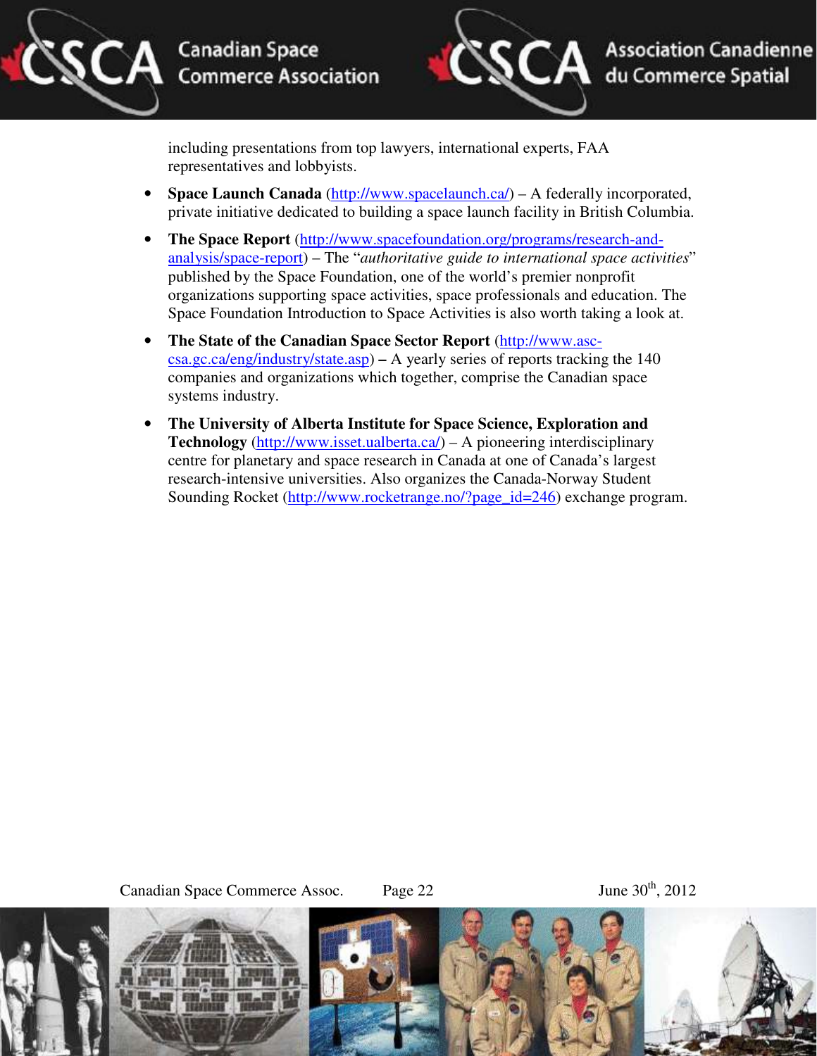including presentations from top lawyers, international experts, FAA representatives and lobbyists.

- **Space Launch Canada** (http://www.spacelaunch.ca/) – A federally incorporated, private initiative dedicated to building a space launch facility in British Columbia.
- **The Space Report** (http://www.spacefoundation.org/programs/research-and-analysis/space-report) – The "*authoritative guide to international space activities*" published by the Space Foundation, one of the world's premier nonprofit organizations supporting space activities, space professionals and education. The Space Foundation Introduction to Space Activities is also worth taking a look at.
- **The State of the Canadian Space Sector Report** (http://www.asc-csa.gc.ca/eng/industry/state.asp) **–** A yearly series of reports tracking the 140 companies and organizations which together, comprise the Canadian space systems industry.
- **The University of Alberta Institute for Space Science, Exploration and Technology** (http://www.isset.ualberta.ca/) – A pioneering interdisciplinary centre for planetary and space research in Canada at one of Canada's largest research-intensive universities. Also organizes the Canada-Norway Student Sounding Rocket (http://www.rocketrange.no/?page_id=246) exchange program.